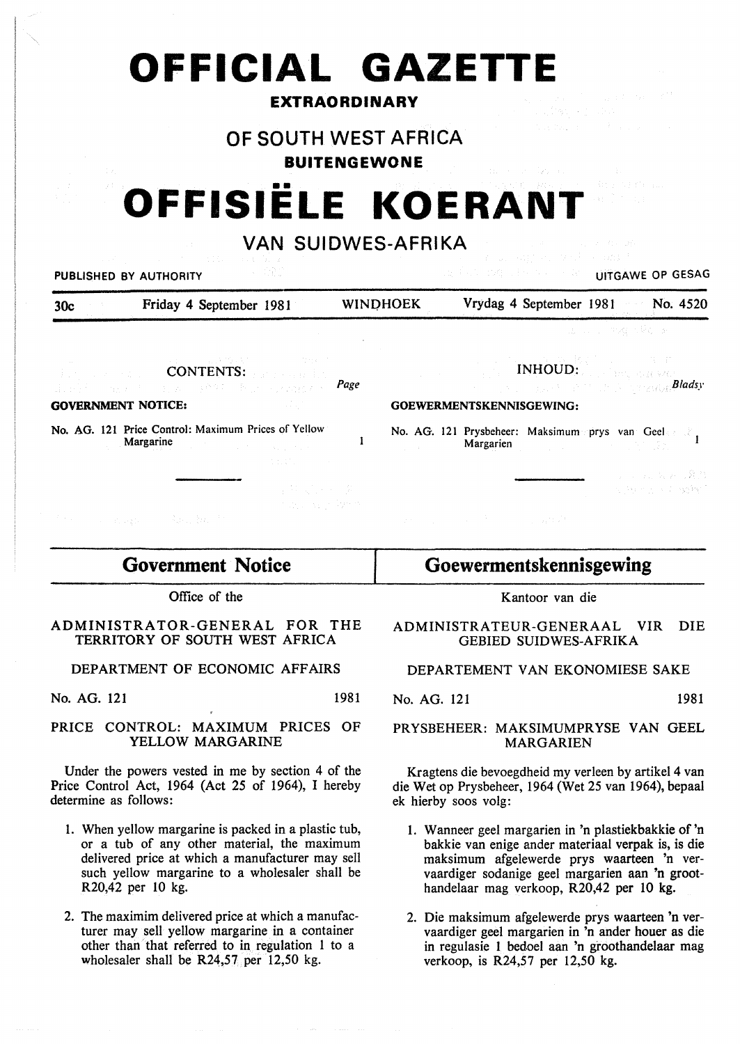# OFFICIAL GAZETTE

**EXTRAORDINARY**

## OF SOUTH WEST AFRICA

**BUITENGEWONE**

# OFFISIËLE KOERANT

## VAN SUIDWES-AFRIKA

PUBLISHED BY AUTHORITY — UITGAWE OP GESAG

30c — Friday 4 September 1981 — WINDHOEK — Vrydag 4 September 1981 — No. 4520

CONTENTS:

| | Page |
|---|---|
| **GOVERNMENT NOTICE:** | |
| No. AG. 121 Price Control: Maximum Prices of Yellow Margarine | 1 |

INHOUD:

| | Bladsy |
|---|---|
| **GOEWERMENTSKENNISGEWING:** | |
| No. AG. 121 Prysbeheer: Maksimum prys van Geel Margarien | 1 |

## Government Notice

Office of the

ADMINISTRATOR-GENERAL FOR THE TERRITORY OF SOUTH WEST AFRICA

DEPARTMENT OF ECONOMIC AFFAIRS

No. AG. 121 — 1981

PRICE CONTROL: MAXIMUM PRICES OF YELLOW MARGARINE

Under the powers vested in me by section 4 of the Price Control Act, 1964 (Act 25 of 1964), I hereby determine as follows:

1. When yellow margarine is packed in a plastic tub, or a tub of any other material, the maximum delivered price at which a manufacturer may sell such yellow margarine to a wholesaler shall be R20,42 per 10 kg.

2. The maximim delivered price at which a manufacturer may sell yellow margarine in a container other than that referred to in regulation 1 to a wholesaler shall be R24,57 per 12,50 kg.

## Goewermentskennisgewing

Kantoor van die

ADMINISTRATEUR-GENERAAL VIR DIE GEBIED SUIDWES-AFRIKA

DEPARTEMENT VAN EKONOMIESE SAKE

No. AG. 121 — 1981

PRYSBEHEER: MAKSIMUMPRYSE VAN GEEL MARGARIEN

Kragtens die bevoegdheid my verleen by artikel 4 van die Wet op Prysbeheer, 1964 (Wet 25 van 1964), bepaal ek hierby soos volg:

1. Wanneer geel margarien in 'n plastiekbakkie of 'n bakkie van enige ander materiaal verpak is, is die maksimum afgelewerde prys waarteen 'n vervaardiger sodanige geel margarien aan 'n groothandelaar mag verkoop, R20,42 per 10 kg.

2. Die maksimum afgelewerde prys waarteen 'n vervaardiger geel margarien in 'n ander houer as die in regulasie 1 bedoel aan 'n groothandelaar mag verkoop, is R24,57 per 12,50 kg.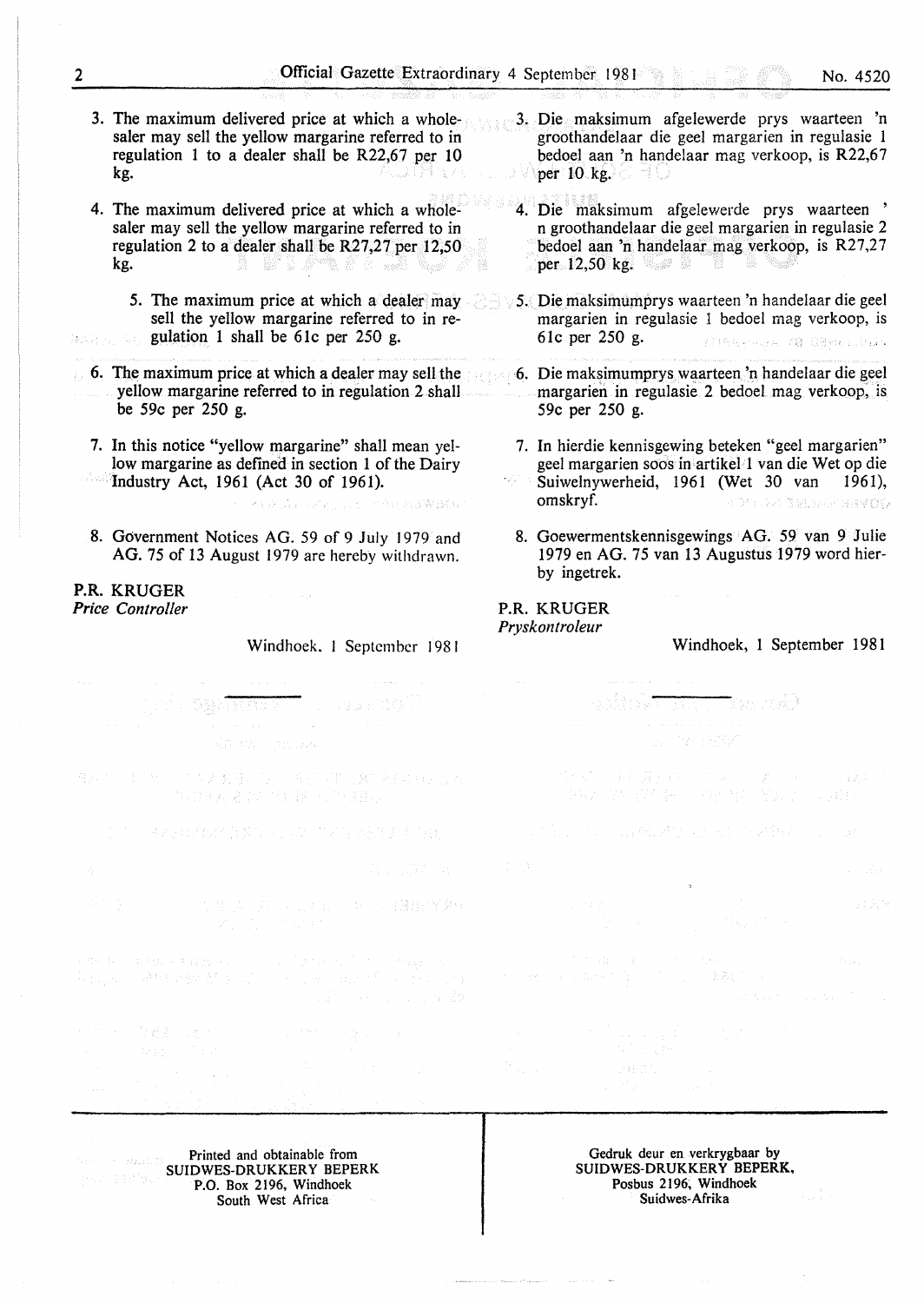3. The maximum delivered price at which a wholesaler may sell the yellow margarine referred to in regulation 1 to a dealer shall be R22,67 per 10 kg.

4. The maximum delivered price at which a wholesaler may sell the yellow margarine referred to in regulation 2 to a dealer shall be R27,27 per 12,50 kg.

5. The maximum price at which a dealer may sell the yellow margarine referred to in regulation 1 shall be 61c per 250 g.

6. The maximum price at which a dealer may sell the yellow margarine referred to in regulation 2 shall be 59c per 250 g.

7. In this notice "yellow margarine" shall mean yellow margarine as defined in section 1 of the Dairy Industry Act, 1961 (Act 30 of 1961).

8. Government Notices AG. 59 of 9 July 1979 and AG. 75 of 13 August 1979 are hereby withdrawn.

**P.R. KRUGER**
*Price Controller*

Windhoek, 1 September 1981

3. Die maksimum afgelewerde prys waarteen 'n groothandelaar die geel margarien in regulasie 1 bedoel aan 'n handelaar mag verkoop, is R22,67 per 10 kg.

4. Die maksimum afgelewerde prys waarteen 'n groothandelaar die geel margarien in regulasie 2 bedoel aan 'n handelaar mag verkoop, is R27,27 per 12,50 kg.

5. Die maksimumprys waarteen 'n handelaar die geel margarien in regulasie 1 bedoel mag verkoop, is 61c per 250 g.

6. Die maksimumprys waarteen 'n handelaar die geel margarien in regulasie 2 bedoel mag verkoop, is 59c per 250 g.

7. In hierdie kennisgewing beteken "geel margarien" geel margarien soos in artikel 1 van die Wet op die Suiwelnywerheid, 1961 (Wet 30 van 1961), omskryf.

8. Goewermentskennisgewings AG. 59 van 9 Julie 1979 en AG. 75 van 13 Augustus 1979 word hierby ingetrek.

**P.R. KRUGER**
*Pryskontroleur*

Windhoek, 1 September 1981

---

Printed and obtainable from
SUIDWES-DRUKKERY BEPERK
P.O. Box 2196, Windhoek
South West Africa

Gedruk deur en verkrygbaar by
SUIDWES-DRUKKERY BEPERK,
Posbus 2196, Windhoek
Suidwes-Afrika